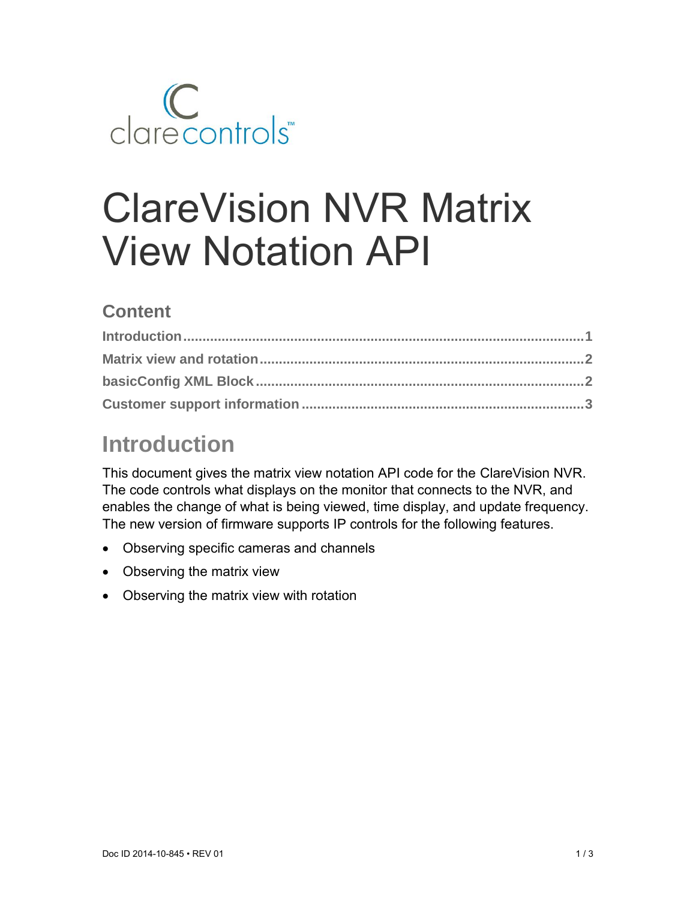clarecontrols™

# ClareVision NVR Matrix View Notation API

## Content

Introduction....................1

Matrix view and rotation....................2

basicConfig XML Block....................2

Customer support information....................3

## Introduction

This document gives the matrix view notation API code for the ClareVision NVR. The code controls what displays on the monitor that connects to the NVR, and enables the change of what is being viewed, time display, and update frequency. The new version of firmware supports IP controls for the following features.

- Observing specific cameras and channels
- Observing the matrix view
- Observing the matrix view with rotation

Doc ID 2014-10-845 • REV 01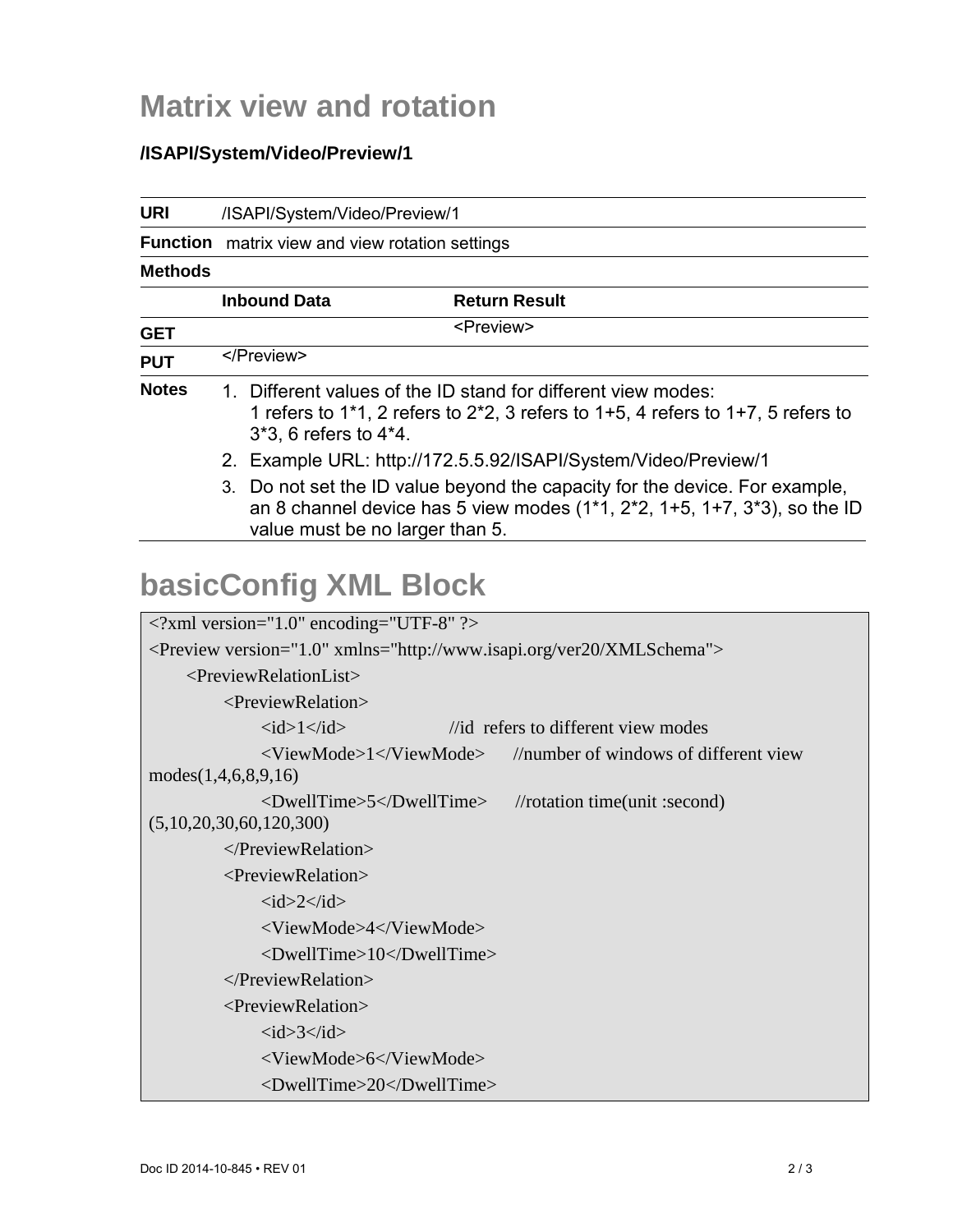# Matrix view and rotation

### /ISAPI/System/Video/Preview/1

| URI | /ISAPI/System/Video/Preview/1 | |
|---|---|---|
| Function | matrix view and view rotation settings | |
| Methods | | |
| | **Inbound Data** | **Return Result** |
| GET | | <Preview> |
| PUT | </Preview> | |
| Notes | 1. Different values of the ID stand for different view modes: 1 refers to 1*1, 2 refers to 2*2, 3 refers to 1+5, 4 refers to 1+7, 5 refers to 3*3, 6 refers to 4*4.<br>2. Example URL: http://172.5.5.92/ISAPI/System/Video/Preview/1<br>3. Do not set the ID value beyond the capacity for the device. For example, an 8 channel device has 5 view modes (1*1, 2*2, 1+5, 1+7, 3*3), so the ID value must be no larger than 5. | |

# basicConfig XML Block

```
<?xml version="1.0" encoding="UTF-8" ?>
<Preview version="1.0" xmlns="http://www.isapi.org/ver20/XMLSchema">
    <PreviewRelationList>
        <PreviewRelation>
            <id>1</id>                    //id  refers to different view modes
            <ViewMode>1</ViewMode>      //number of windows of different view modes(1,4,6,8,9,16)
            <DwellTime>5</DwellTime>      //rotation time(unit :second)(5,10,20,30,60,120,300)
        </PreviewRelation>
        <PreviewRelation>
            <id>2</id>
            <ViewMode>4</ViewMode>
            <DwellTime>10</DwellTime>
        </PreviewRelation>
        <PreviewRelation>
            <id>3</id>
            <ViewMode>6</ViewMode>
            <DwellTime>20</DwellTime>
```

Doc ID 2014-10-845 • REV 01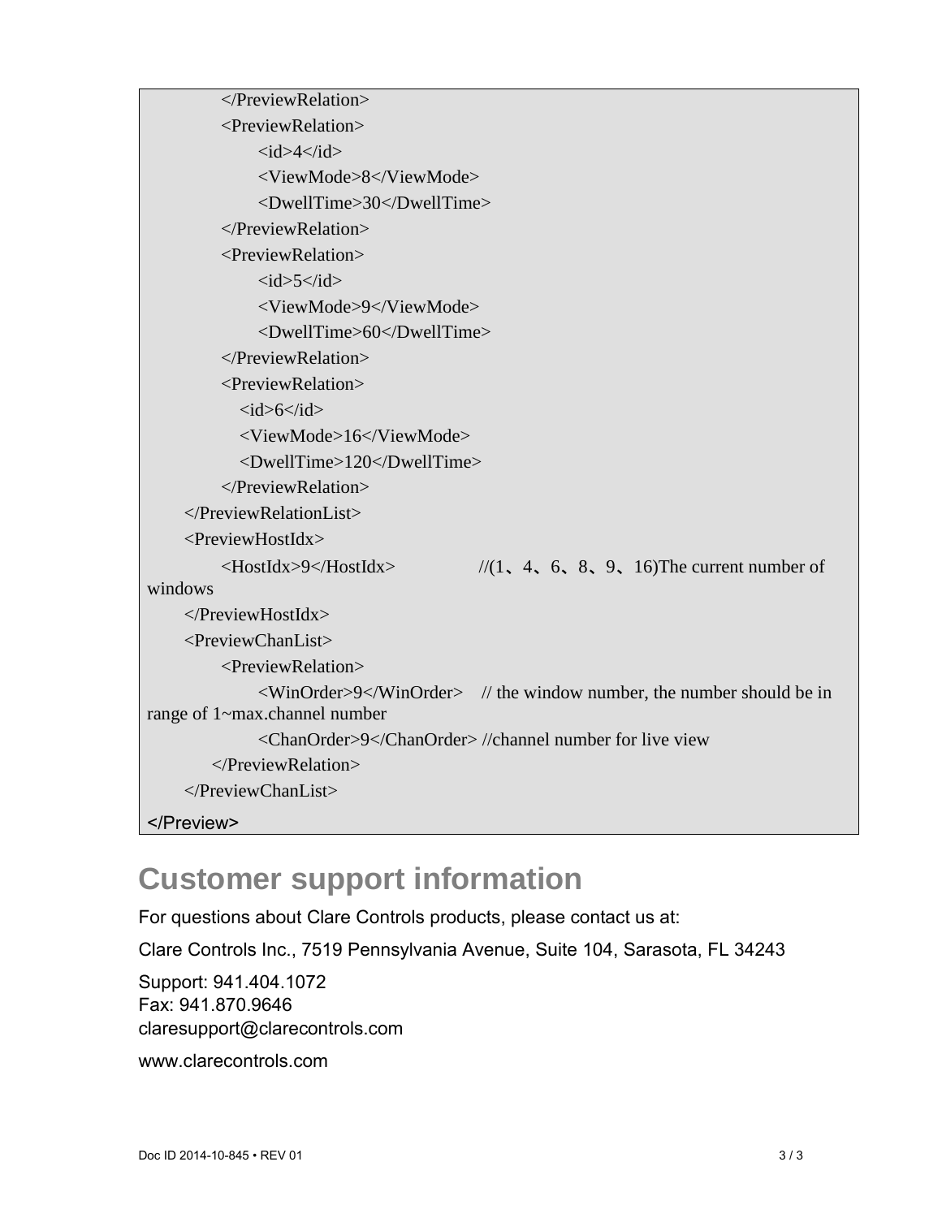```
            </PreviewRelation>
            <PreviewRelation>
                  <id>4</id>
                  <ViewMode>8</ViewMode>
                  <DwellTime>30</DwellTime>
            </PreviewRelation>
            <PreviewRelation>
                  <id>5</id>
                  <ViewMode>9</ViewMode>
                  <DwellTime>60</DwellTime>
            </PreviewRelation>
            <PreviewRelation>
               <id>6</id>
               <ViewMode>16</ViewMode>
               <DwellTime>120</DwellTime>
            </PreviewRelation>
      </PreviewRelationList>
      <PreviewHostIdx>
            <HostIdx>9</HostIdx>              //(1、4、6、8、9、16)The current number of windows
      </PreviewHostIdx>
      <PreviewChanList>
            <PreviewRelation>
                  <WinOrder>9</WinOrder>    // the window number, the number should be in range of 1~max.channel number
                  <ChanOrder>9</ChanOrder> //channel number for live view
           </PreviewRelation>
      </PreviewChanList>
</Preview>
```

## Customer support information

For questions about Clare Controls products, please contact us at:

Clare Controls Inc., 7519 Pennsylvania Avenue, Suite 104, Sarasota, FL 34243

Support: 941.404.1072
Fax: 941.870.9646
claresupport@clarecontrols.com

www.clarecontrols.com

Doc ID 2014-10-845 • REV 01